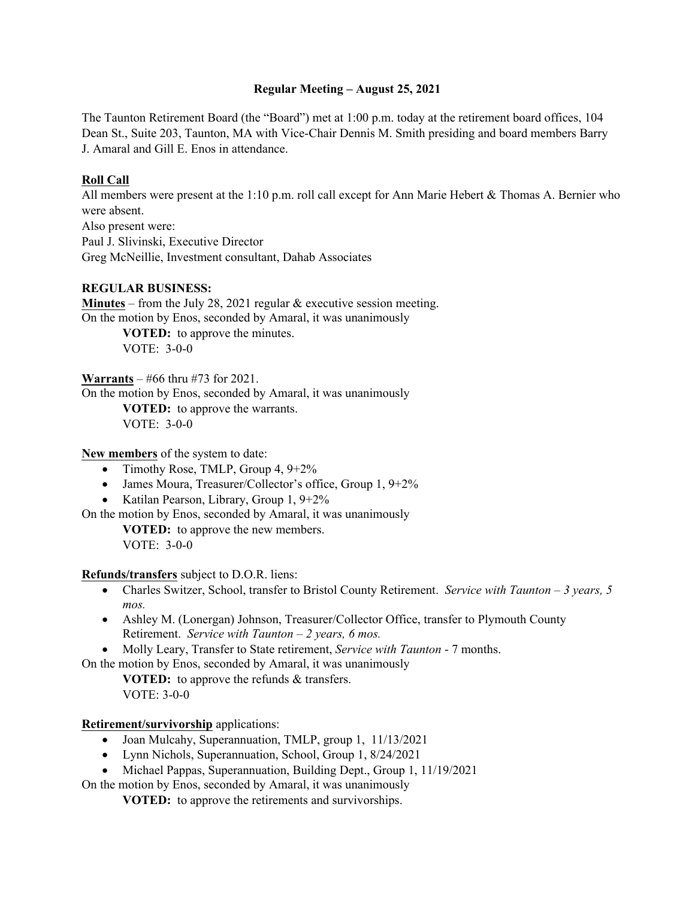# Regular Meeting – August 25, 2021

The Taunton Retirement Board (the "Board") met at 1:00 p.m. today at the retirement board offices, 104 Dean St., Suite 203, Taunton, MA with Vice-Chair Dennis M. Smith presiding and board members Barry J. Amaral and Gill E. Enos in attendance.

**Roll Call**

All members were present at the 1:10 p.m. roll call except for Ann Marie Hebert & Thomas A. Bernier who were absent.

Also present were:
Paul J. Slivinski, Executive Director
Greg McNeillie, Investment consultant, Dahab Associates

**REGULAR BUSINESS:**

**Minutes** – from the July 28, 2021 regular & executive session meeting.
On the motion by Enos, seconded by Amaral, it was unanimously

> **VOTED:** to approve the minutes.
> VOTE: 3-0-0

**Warrants** – #66 thru #73 for 2021.
On the motion by Enos, seconded by Amaral, it was unanimously

> **VOTED:** to approve the warrants.
> VOTE: 3-0-0

**New members** of the system to date:

- Timothy Rose, TMLP, Group 4, 9+2%
- James Moura, Treasurer/Collector's office, Group 1, 9+2%
- Katilan Pearson, Library, Group 1, 9+2%

On the motion by Enos, seconded by Amaral, it was unanimously

> **VOTED:** to approve the new members.
> VOTE: 3-0-0

**Refunds/transfers** subject to D.O.R. liens:

- Charles Switzer, School, transfer to Bristol County Retirement. *Service with Taunton – 3 years, 5 mos.*
- Ashley M. (Lonergan) Johnson, Treasurer/Collector Office, transfer to Plymouth County Retirement. *Service with Taunton – 2 years, 6 mos.*
- Molly Leary, Transfer to State retirement, *Service with Taunton* - 7 months.

On the motion by Enos, seconded by Amaral, it was unanimously

> **VOTED:** to approve the refunds & transfers.
> VOTE: 3-0-0

**Retirement/survivorship** applications:

- Joan Mulcahy, Superannuation, TMLP, group 1, 11/13/2021
- Lynn Nichols, Superannuation, School, Group 1, 8/24/2021
- Michael Pappas, Superannuation, Building Dept., Group 1, 11/19/2021

On the motion by Enos, seconded by Amaral, it was unanimously

> **VOTED:** to approve the retirements and survivorships.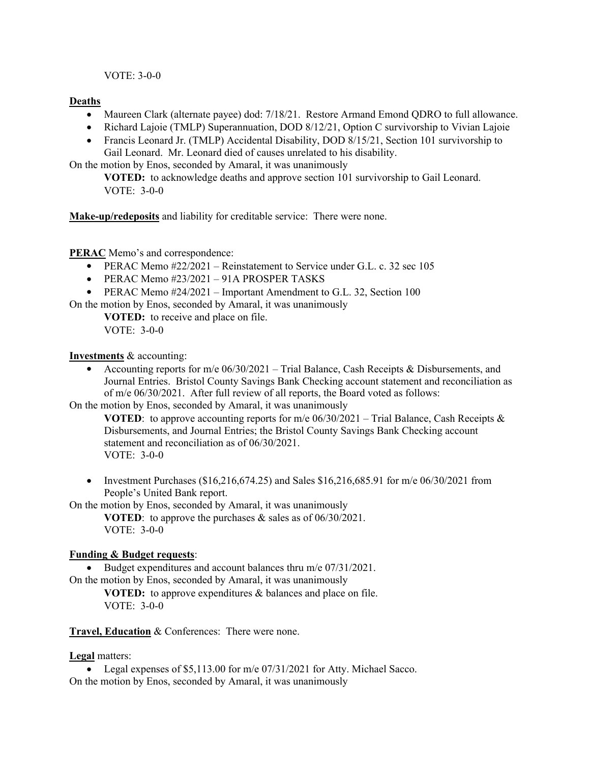VOTE: 3-0-0

**Deaths**

- Maureen Clark (alternate payee) dod: 7/18/21. Restore Armand Emond QDRO to full allowance.
- Richard Lajoie (TMLP) Superannuation, DOD 8/12/21, Option C survivorship to Vivian Lajoie
- Francis Leonard Jr. (TMLP) Accidental Disability, DOD 8/15/21, Section 101 survivorship to Gail Leonard. Mr. Leonard died of causes unrelated to his disability.

On the motion by Enos, seconded by Amaral, it was unanimously

**VOTED:** to acknowledge deaths and approve section 101 survivorship to Gail Leonard.
VOTE: 3-0-0

**Make-up/redeposits** and liability for creditable service: There were none.

**PERAC** Memo's and correspondence:

- PERAC Memo #22/2021 – Reinstatement to Service under G.L. c. 32 sec 105
- PERAC Memo #23/2021 – 91A PROSPER TASKS
- PERAC Memo #24/2021 – Important Amendment to G.L. 32, Section 100

On the motion by Enos, seconded by Amaral, it was unanimously

**VOTED:** to receive and place on file.
VOTE: 3-0-0

**Investments** & accounting:

- Accounting reports for m/e 06/30/2021 – Trial Balance, Cash Receipts & Disbursements, and Journal Entries. Bristol County Savings Bank Checking account statement and reconciliation as of m/e 06/30/2021. After full review of all reports, the Board voted as follows:

On the motion by Enos, seconded by Amaral, it was unanimously

**VOTED**: to approve accounting reports for m/e 06/30/2021 – Trial Balance, Cash Receipts & Disbursements, and Journal Entries; the Bristol County Savings Bank Checking account statement and reconciliation as of 06/30/2021.
VOTE: 3-0-0

- Investment Purchases ($16,216,674.25) and Sales $16,216,685.91 for m/e 06/30/2021 from People's United Bank report.

On the motion by Enos, seconded by Amaral, it was unanimously

**VOTED**: to approve the purchases & sales as of 06/30/2021.
VOTE: 3-0-0

**Funding & Budget requests**:

- Budget expenditures and account balances thru m/e 07/31/2021.

On the motion by Enos, seconded by Amaral, it was unanimously

**VOTED:** to approve expenditures & balances and place on file.
VOTE: 3-0-0

**Travel, Education** & Conferences: There were none.

**Legal** matters:

- Legal expenses of $5,113.00 for m/e 07/31/2021 for Atty. Michael Sacco.

On the motion by Enos, seconded by Amaral, it was unanimously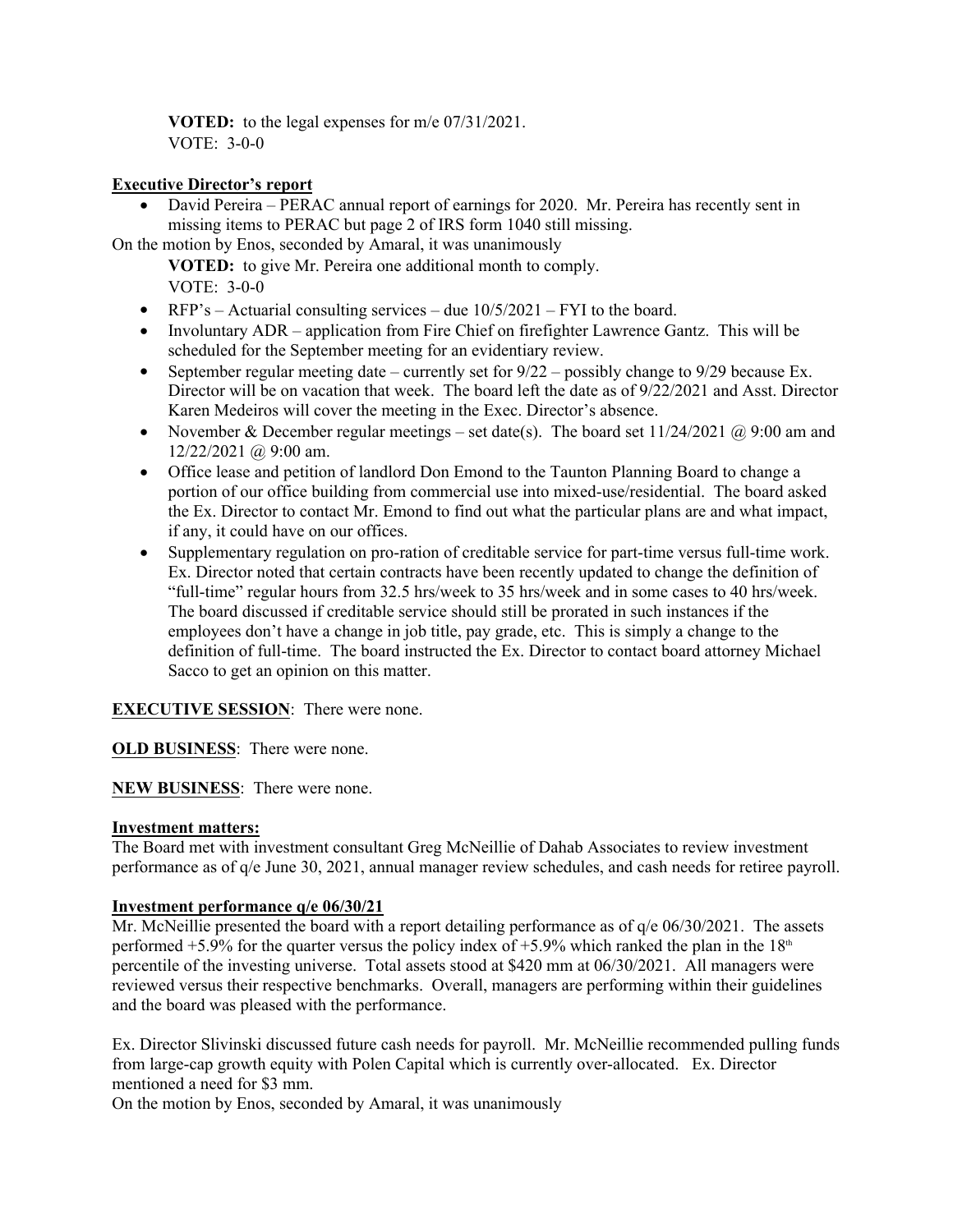**VOTED:** to the legal expenses for m/e 07/31/2021.
VOTE: 3-0-0

**Executive Director's report**

- David Pereira – PERAC annual report of earnings for 2020. Mr. Pereira has recently sent in missing items to PERAC but page 2 of IRS form 1040 still missing.

On the motion by Enos, seconded by Amaral, it was unanimously

**VOTED:** to give Mr. Pereira one additional month to comply.
VOTE: 3-0-0

- RFP's – Actuarial consulting services – due 10/5/2021 – FYI to the board.
- Involuntary ADR – application from Fire Chief on firefighter Lawrence Gantz. This will be scheduled for the September meeting for an evidentiary review.
- September regular meeting date – currently set for 9/22 – possibly change to 9/29 because Ex. Director will be on vacation that week. The board left the date as of 9/22/2021 and Asst. Director Karen Medeiros will cover the meeting in the Exec. Director's absence.
- November & December regular meetings – set date(s). The board set 11/24/2021 @ 9:00 am and 12/22/2021 @ 9:00 am.
- Office lease and petition of landlord Don Emond to the Taunton Planning Board to change a portion of our office building from commercial use into mixed-use/residential. The board asked the Ex. Director to contact Mr. Emond to find out what the particular plans are and what impact, if any, it could have on our offices.
- Supplementary regulation on pro-ration of creditable service for part-time versus full-time work. Ex. Director noted that certain contracts have been recently updated to change the definition of "full-time" regular hours from 32.5 hrs/week to 35 hrs/week and in some cases to 40 hrs/week. The board discussed if creditable service should still be prorated in such instances if the employees don't have a change in job title, pay grade, etc. This is simply a change to the definition of full-time. The board instructed the Ex. Director to contact board attorney Michael Sacco to get an opinion on this matter.

**EXECUTIVE SESSION**: There were none.

**OLD BUSINESS**: There were none.

**NEW BUSINESS**: There were none.

**Investment matters:**
The Board met with investment consultant Greg McNeillie of Dahab Associates to review investment performance as of q/e June 30, 2021, annual manager review schedules, and cash needs for retiree payroll.

**Investment performance q/e 06/30/21**
Mr. McNeillie presented the board with a report detailing performance as of q/e 06/30/2021. The assets performed +5.9% for the quarter versus the policy index of +5.9% which ranked the plan in the 18th percentile of the investing universe. Total assets stood at \$420 mm at 06/30/2021. All managers were reviewed versus their respective benchmarks. Overall, managers are performing within their guidelines and the board was pleased with the performance.

Ex. Director Slivinski discussed future cash needs for payroll. Mr. McNeillie recommended pulling funds from large-cap growth equity with Polen Capital which is currently over-allocated. Ex. Director mentioned a need for \$3 mm.

On the motion by Enos, seconded by Amaral, it was unanimously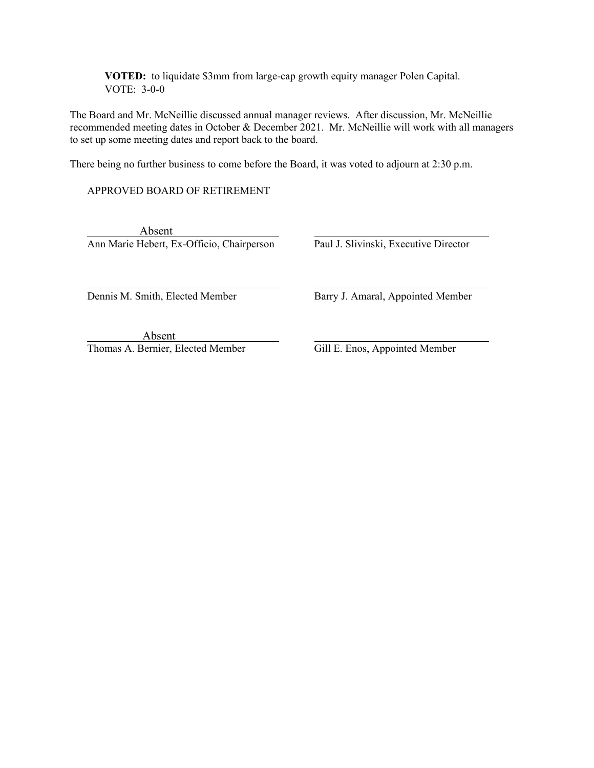**VOTED:** to liquidate $3mm from large-cap growth equity manager Polen Capital.
VOTE: 3-0-0

The Board and Mr. McNeillie discussed annual manager reviews. After discussion, Mr. McNeillie recommended meeting dates in October & December 2021. Mr. McNeillie will work with all managers to set up some meeting dates and report back to the board.

There being no further business to come before the Board, it was voted to adjourn at 2:30 p.m.

APPROVED BOARD OF RETIREMENT

| | |
|---|---|
| Absent | |
| Ann Marie Hebert, Ex-Officio, Chairperson | Paul J. Slivinski, Executive Director |
| | |
| Dennis M. Smith, Elected Member | Barry J. Amaral, Appointed Member |
| Absent | |
| Thomas A. Bernier, Elected Member | Gill E. Enos, Appointed Member |